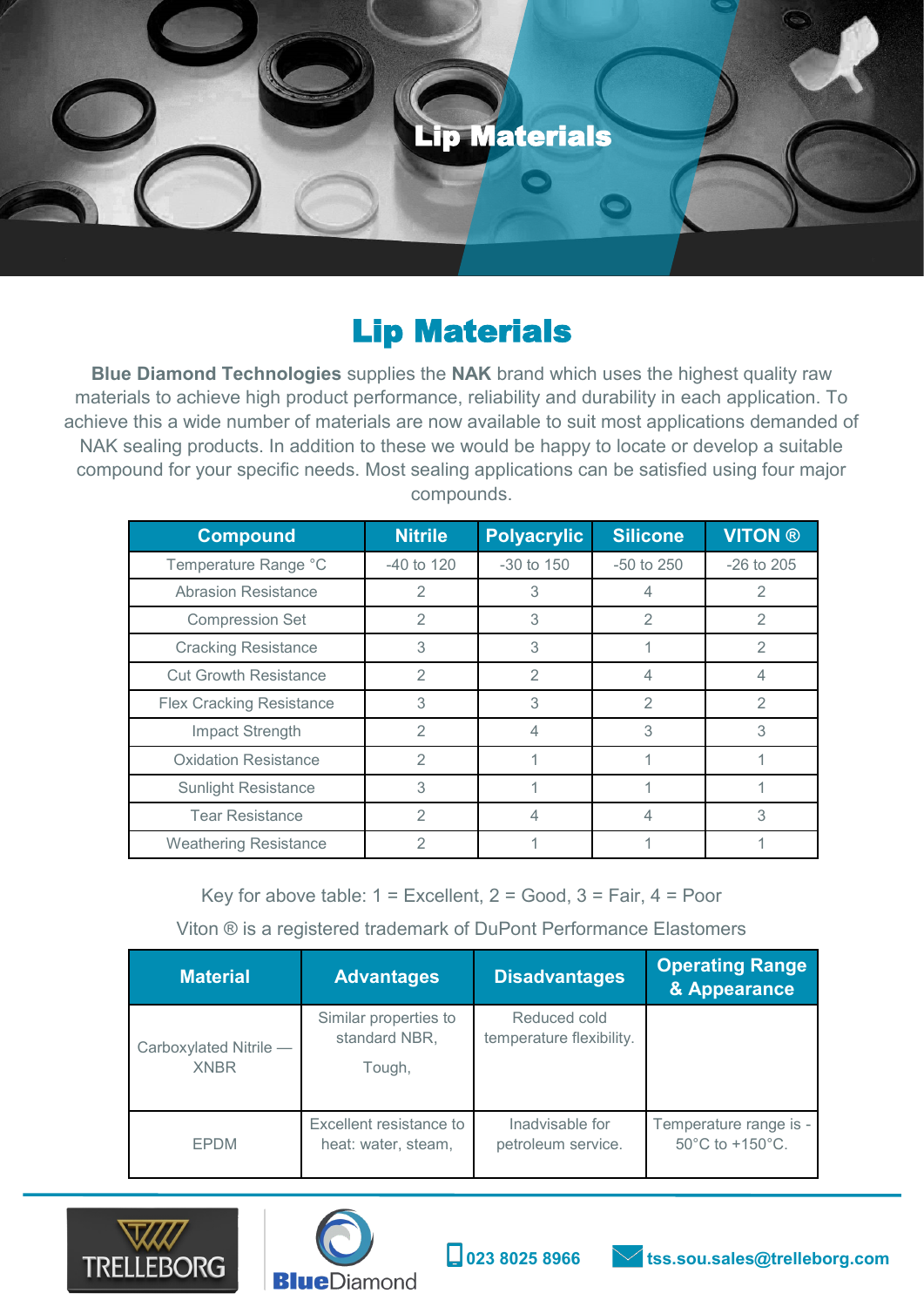# Lip Materials

**Blue Diamond Technologies** supplies the **NAK** brand which uses the highest quality raw materials to achieve high product performance, reliability and durability in each application. To achieve this a wide number of materials are now available to suit most applications demanded of NAK sealing products. In addition to these we would be happy to locate or develop a suitable compound for your specific needs. Most sealing applications can be satisfied using four major compounds.

| Compound | Nitrile | Polyacrylic | Silicone | VITON ® |
|---|---|---|---|---|
| Temperature Range °C | -40 to 120 | -30 to 150 | -50 to 250 | -26 to 205 |
| Abrasion Resistance | 2 | 3 | 4 | 2 |
| Compression Set | 2 | 3 | 2 | 2 |
| Cracking Resistance | 3 | 3 | 1 | 2 |
| Cut Growth Resistance | 2 | 2 | 4 | 4 |
| Flex Cracking Resistance | 3 | 3 | 2 | 2 |
| Impact Strength | 2 | 4 | 3 | 3 |
| Oxidation Resistance | 2 | 1 | 1 | 1 |
| Sunlight Resistance | 3 | 1 | 1 | 1 |
| Tear Resistance | 2 | 4 | 4 | 3 |
| Weathering Resistance | 2 | 1 | 1 | 1 |

Key for above table: 1 = Excellent, 2 = Good, 3 = Fair, 4 = Poor

Viton ® is a registered trademark of DuPont Performance Elastomers

| Material | Advantages | Disadvantages | Operating Range & Appearance |
|---|---|---|---|
| Carboxylated Nitrile — XNBR | Similar properties to standard NBR, Tough, | Reduced cold temperature flexibility. | |
| EPDM | Excellent resistance to heat: water, steam, | Inadvisable for petroleum service. | Temperature range is -50°C to +150°C. |

023 8025 8966 tss.sou.sales@trelleborg.com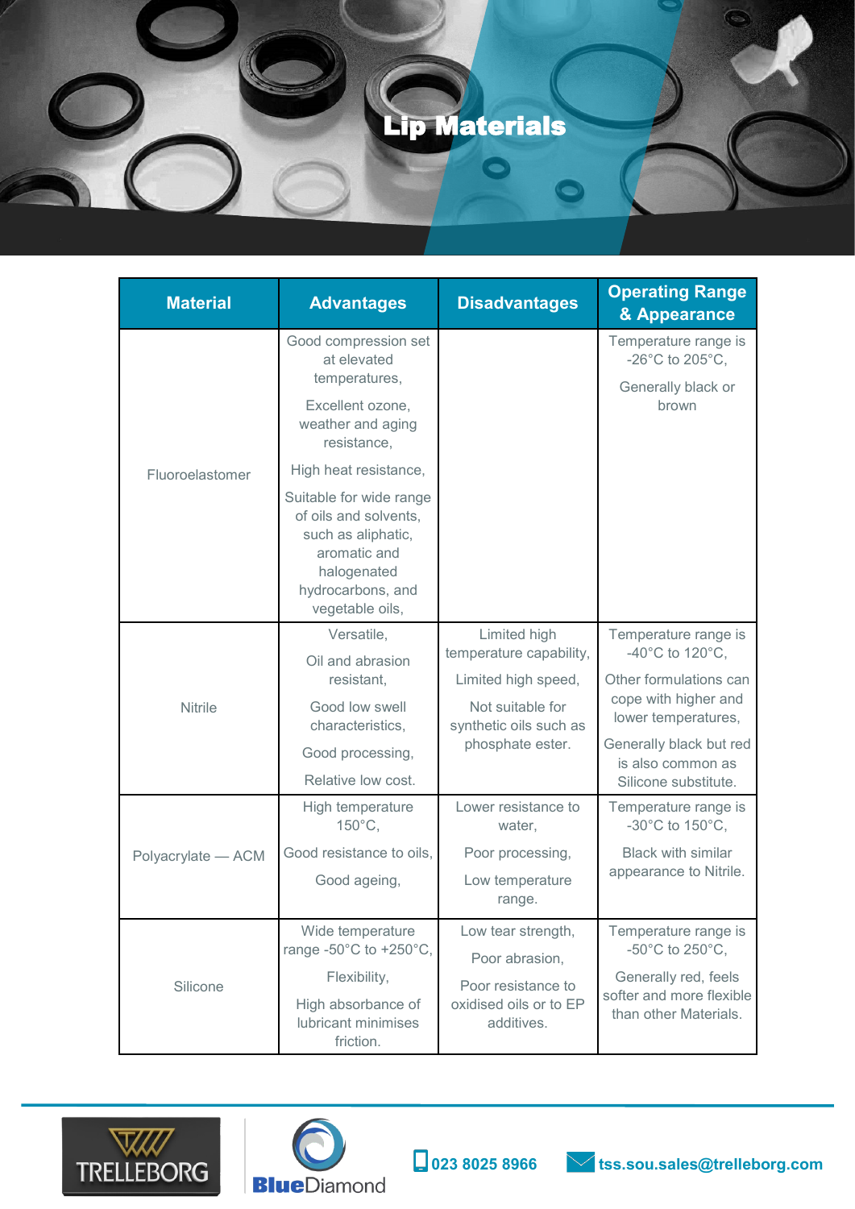# Lip Materials

| Material | Advantages | Disadvantages | Operating Range & Appearance |
| --- | --- | --- | --- |
| Fluoroelastomer | Good compression set at elevated temperatures, Excellent ozone, weather and aging resistance, High heat resistance, Suitable for wide range of oils and solvents, such as aliphatic, aromatic and halogenated hydrocarbons, and vegetable oils, | | Temperature range is -26°C to 205°C, Generally black or brown |
| Nitrile | Versatile, Oil and abrasion resistant, Good low swell characteristics, Good processing, Relative low cost. | Limited high temperature capability, Limited high speed, Not suitable for synthetic oils such as phosphate ester. | Temperature range is -40°C to 120°C, Other formulations can cope with higher and lower temperatures, Generally black but red is also common as Silicone substitute. |
| Polyacrylate — ACM | High temperature 150°C, Good resistance to oils, Good ageing, | Lower resistance to water, Poor processing, Low temperature range. | Temperature range is -30°C to 150°C, Black with similar appearance to Nitrile. |
| Silicone | Wide temperature range -50°C to +250°C, Flexibility, High absorbance of lubricant minimises friction. | Low tear strength, Poor abrasion, Poor resistance to oxidised oils or to EP additives. | Temperature range is -50°C to 250°C, Generally red, feels softer and more flexible than other Materials. |

TRELLEBORG | BlueDiamond | 023 8025 8966 | tss.sou.sales@trelleborg.com